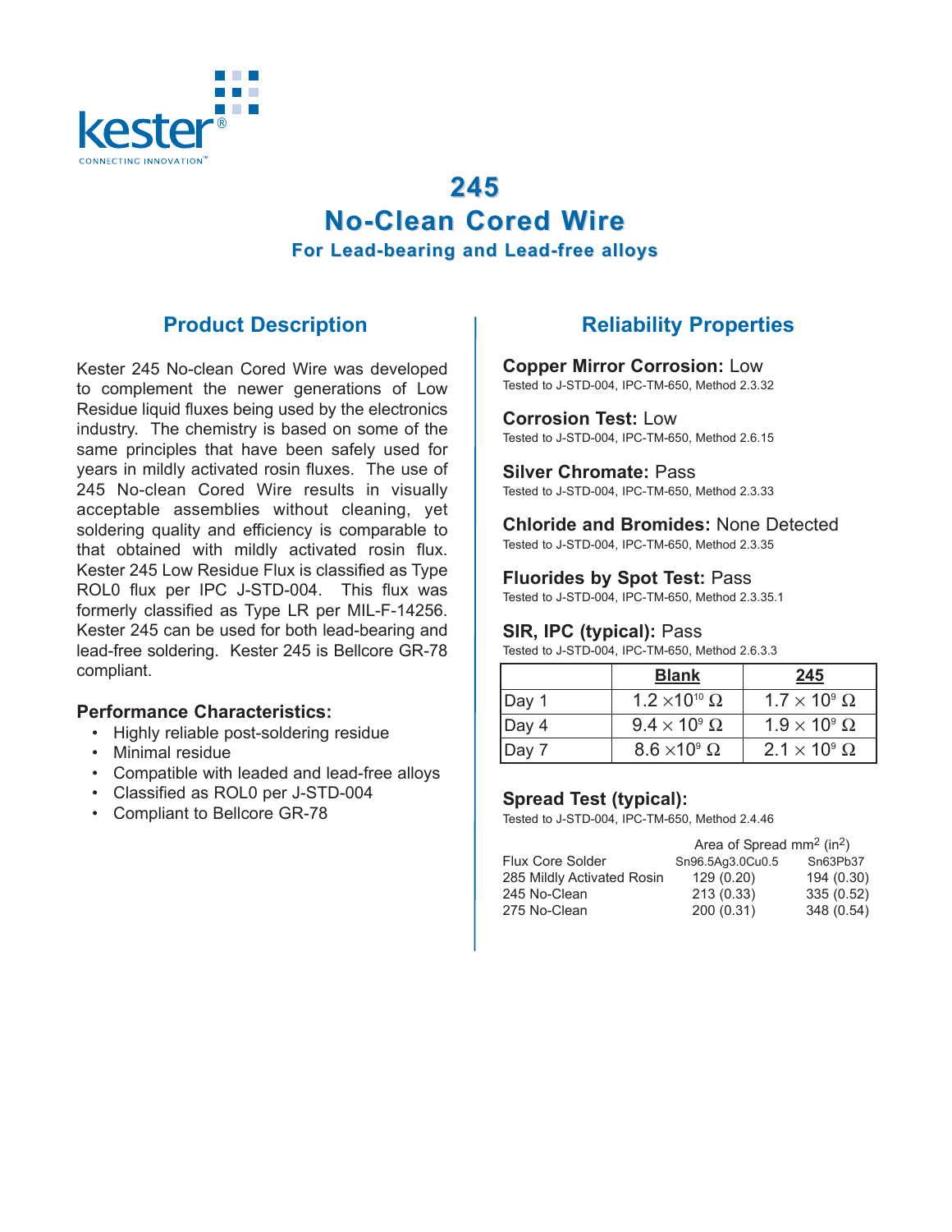kester

CONNECTING INNOVATION™

# 245
# No-Clean Cored Wire
### For Lead-bearing and Lead-free alloys

## Product Description

Kester 245 No-clean Cored Wire was developed to complement the newer generations of Low Residue liquid fluxes being used by the electronics industry. The chemistry is based on some of the same principles that have been safely used for years in mildly activated rosin fluxes. The use of 245 No-clean Cored Wire results in visually acceptable assemblies without cleaning, yet soldering quality and efficiency is comparable to that obtained with mildly activated rosin flux. Kester 245 Low Residue Flux is classified as Type ROL0 flux per IPC J-STD-004. This flux was formerly classified as Type LR per MIL-F-14256. Kester 245 can be used for both lead-bearing and lead-free soldering. Kester 245 is Bellcore GR-78 compliant.

### Performance Characteristics:

- Highly reliable post-soldering residue
- Minimal residue
- Compatible with leaded and lead-free alloys
- Classified as ROL0 per J-STD-004
- Compliant to Bellcore GR-78

## Reliability Properties

**Copper Mirror Corrosion:** Low
Tested to J-STD-004, IPC-TM-650, Method 2.3.32

**Corrosion Test:** Low
Tested to J-STD-004, IPC-TM-650, Method 2.6.15

**Silver Chromate:** Pass
Tested to J-STD-004, IPC-TM-650, Method 2.3.33

**Chloride and Bromides:** None Detected
Tested to J-STD-004, IPC-TM-650, Method 2.3.35

**Fluorides by Spot Test:** Pass
Tested to J-STD-004, IPC-TM-650, Method 2.3.35.1

**SIR, IPC (typical):** Pass
Tested to J-STD-004, IPC-TM-650, Method 2.6.3.3

| | Blank | 245 |
|---|---|---|
| Day 1 | $1.2 \times 10^{10}\ \Omega$ | $1.7 \times 10^{9}\ \Omega$ |
| Day 4 | $9.4 \times 10^{9}\ \Omega$ | $1.9 \times 10^{9}\ \Omega$ |
| Day 7 | $8.6 \times 10^{9}\ \Omega$ | $2.1 \times 10^{9}\ \Omega$ |

**Spread Test (typical):**
Tested to J-STD-004, IPC-TM-650, Method 2.4.46

| | Area of Spread $mm^2$ ($in^2$) | |
|---|---|---|
| Flux Core Solder | Sn96.5Ag3.0Cu0.5 | Sn63Pb37 |
| 285 Mildly Activated Rosin | 129 (0.20) | 194 (0.30) |
| 245 No-Clean | 213 (0.33) | 335 (0.52) |
| 275 No-Clean | 200 (0.31) | 348 (0.54) |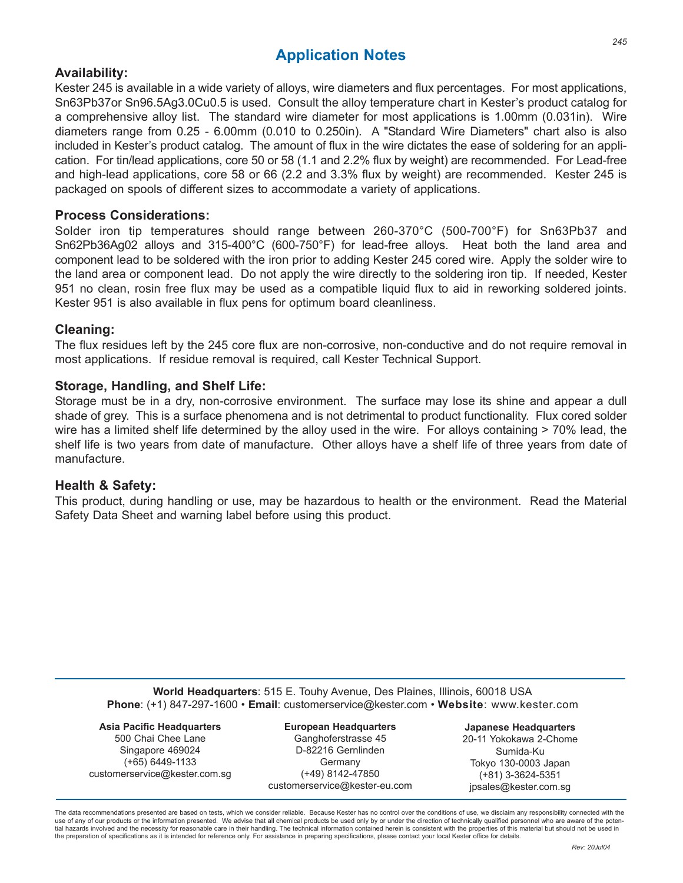## Application Notes

### Availability:

Kester 245 is available in a wide variety of alloys, wire diameters and flux percentages. For most applications, Sn63Pb37or Sn96.5Ag3.0Cu0.5 is used. Consult the alloy temperature chart in Kester's product catalog for a comprehensive alloy list. The standard wire diameter for most applications is 1.00mm (0.031in). Wire diameters range from 0.25 - 6.00mm (0.010 to 0.250in). A "Standard Wire Diameters" chart also is also included in Kester's product catalog. The amount of flux in the wire dictates the ease of soldering for an application. For tin/lead applications, core 50 or 58 (1.1 and 2.2% flux by weight) are recommended. For Lead-free and high-lead applications, core 58 or 66 (2.2 and 3.3% flux by weight) are recommended. Kester 245 is packaged on spools of different sizes to accommodate a variety of applications.

### Process Considerations:

Solder iron tip temperatures should range between 260-370°C (500-700°F) for Sn63Pb37 and Sn62Pb36Ag02 alloys and 315-400°C (600-750°F) for lead-free alloys. Heat both the land area and component lead to be soldered with the iron prior to adding Kester 245 cored wire. Apply the solder wire to the land area or component lead. Do not apply the wire directly to the soldering iron tip. If needed, Kester 951 no clean, rosin free flux may be used as a compatible liquid flux to aid in reworking soldered joints. Kester 951 is also available in flux pens for optimum board cleanliness.

### Cleaning:

The flux residues left by the 245 core flux are non-corrosive, non-conductive and do not require removal in most applications. If residue removal is required, call Kester Technical Support.

### Storage, Handling, and Shelf Life:

Storage must be in a dry, non-corrosive environment. The surface may lose its shine and appear a dull shade of grey. This is a surface phenomena and is not detrimental to product functionality. Flux cored solder wire has a limited shelf life determined by the alloy used in the wire. For alloys containing > 70% lead, the shelf life is two years from date of manufacture. Other alloys have a shelf life of three years from date of manufacture.

### Health & Safety:

This product, during handling or use, may be hazardous to health or the environment. Read the Material Safety Data Sheet and warning label before using this product.

---

**World Headquarters**: 515 E. Touhy Avenue, Des Plaines, Illinois, 60018 USA
**Phone**: (+1) 847-297-1600 • **Email**: customerservice@kester.com • **Website**: www.kester.com

**Asia Pacific Headquarters**
500 Chai Chee Lane
Singapore 469024
(+65) 6449-1133
customerservice@kester.com.sg

**European Headquarters**
Ganghoferstrasse 45
D-82216 Gernlinden
Germany
(+49) 8142-47850
customerservice@kester-eu.com

**Japanese Headquarters**
20-11 Yokokawa 2-Chome
Sumida-Ku
Tokyo 130-0003 Japan
(+81) 3-3624-5351
jpsales@kester.com.sg

---

The data recommendations presented are based on tests, which we consider reliable. Because Kester has no control over the conditions of use, we disclaim any responsibility connected with the use of any of our products or the information presented. We advise that all chemical products be used only by or under the direction of technically qualified personnel who are aware of the potential hazards involved and the necessity for reasonable care in their handling. The technical information contained herein is consistent with the properties of this material but should not be used in the preparation of specifications as it is intended for reference only. For assistance in preparing specifications, please contact your local Kester office for details.

*Rev: 20Jul04*